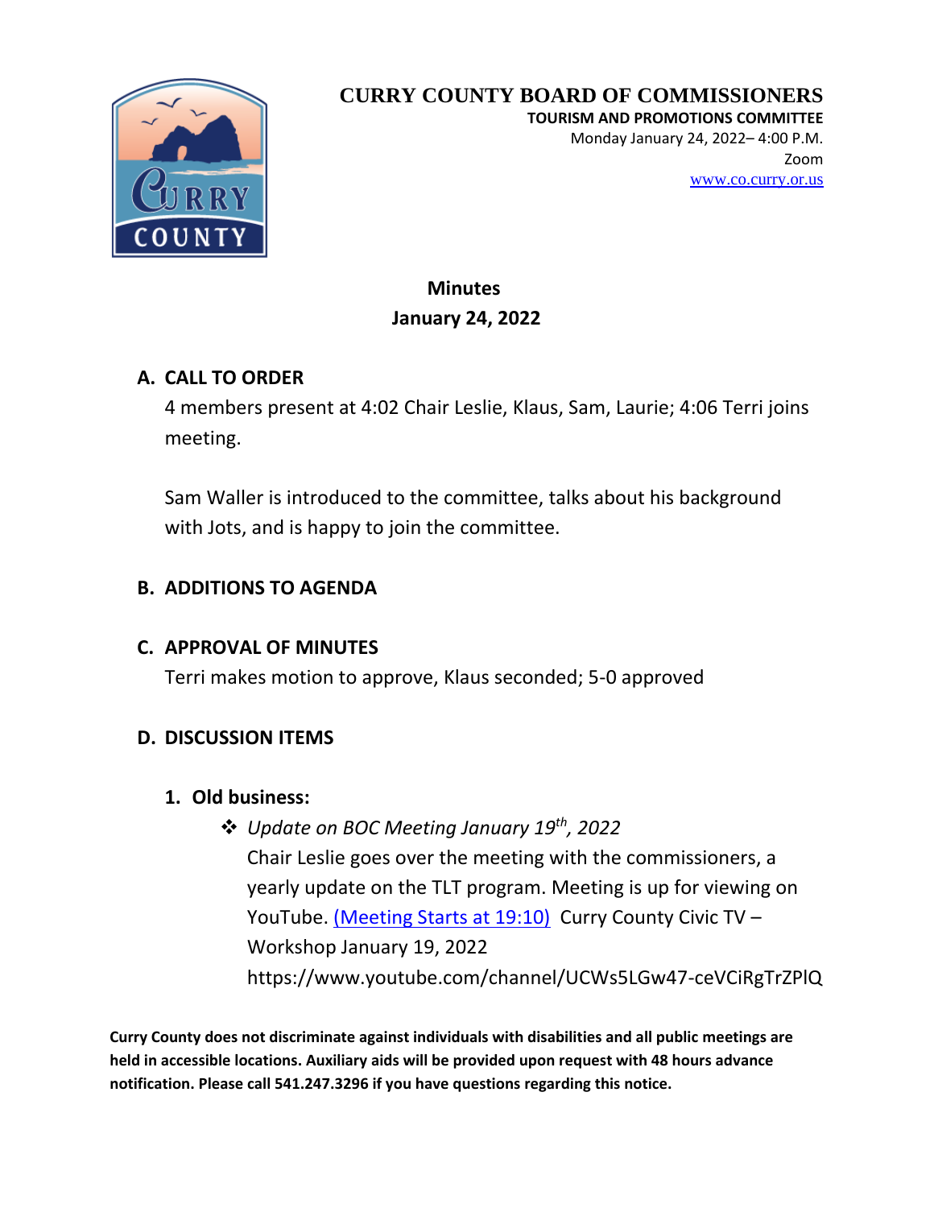# CURRY COUNTY BOARD OF COMMISSIONERS

**TOURISM AND PROMOTIONS COMMITTEE**

Monday January 24, 2022– 4:00 P.M.

Zoom

www.co.curry.or.us

## Minutes
## January 24, 2022

### A. CALL TO ORDER

4 members present at 4:02 Chair Leslie, Klaus, Sam, Laurie; 4:06 Terri joins meeting.

Sam Waller is introduced to the committee, talks about his background with Jots, and is happy to join the committee.

### B. ADDITIONS TO AGENDA

### C. APPROVAL OF MINUTES

Terri makes motion to approve, Klaus seconded; 5-0 approved

### D. DISCUSSION ITEMS

#### 1. Old business:

- *Update on BOC Meeting January 19th, 2022*

  Chair Leslie goes over the meeting with the commissioners, a yearly update on the TLT program. Meeting is up for viewing on YouTube. (Meeting Starts at 19:10) Curry County Civic TV – Workshop January 19, 2022 https://www.youtube.com/channel/UCWs5LGw47-ceVCiRgTrZPlQ

**Curry County does not discriminate against individuals with disabilities and all public meetings are held in accessible locations. Auxiliary aids will be provided upon request with 48 hours advance notification. Please call 541.247.3296 if you have questions regarding this notice.**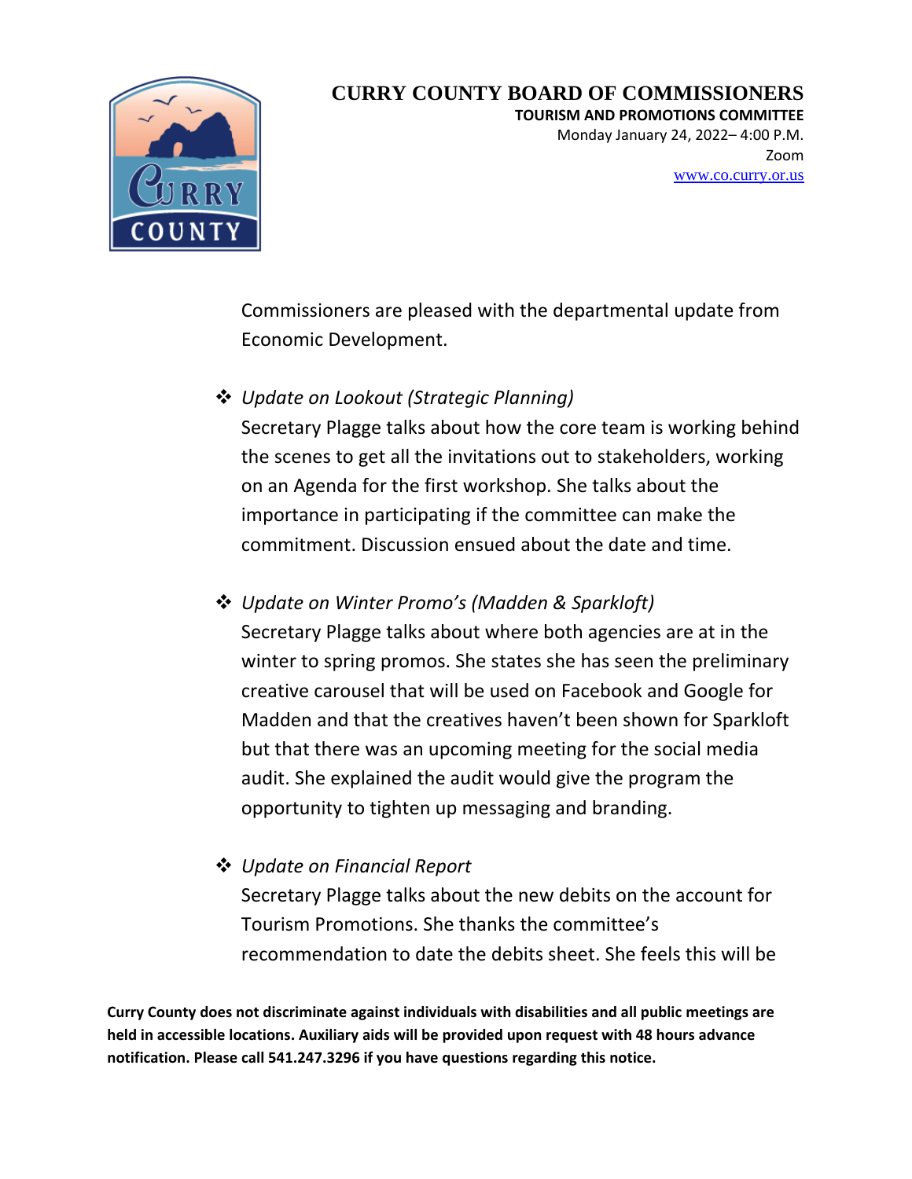Commissioners are pleased with the departmental update from Economic Development.

- *Update on Lookout (Strategic Planning)*
  Secretary Plagge talks about how the core team is working behind the scenes to get all the invitations out to stakeholders, working on an Agenda for the first workshop. She talks about the importance in participating if the committee can make the commitment. Discussion ensued about the date and time.

- *Update on Winter Promo's (Madden & Sparkloft)*
  Secretary Plagge talks about where both agencies are at in the winter to spring promos. She states she has seen the preliminary creative carousel that will be used on Facebook and Google for Madden and that the creatives haven't been shown for Sparkloft but that there was an upcoming meeting for the social media audit. She explained the audit would give the program the opportunity to tighten up messaging and branding.

- *Update on Financial Report*
  Secretary Plagge talks about the new debits on the account for Tourism Promotions. She thanks the committee's recommendation to date the debits sheet. She feels this will be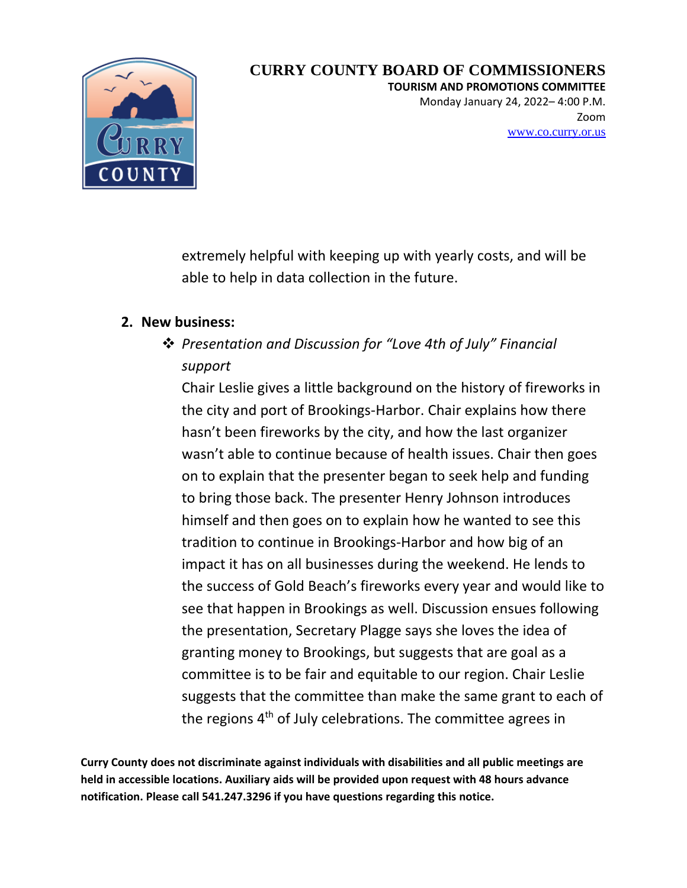extremely helpful with keeping up with yearly costs, and will be able to help in data collection in the future.

2. **New business:**
   - *Presentation and Discussion for "Love 4th of July" Financial support*

     Chair Leslie gives a little background on the history of fireworks in the city and port of Brookings-Harbor. Chair explains how there hasn't been fireworks by the city, and how the last organizer wasn't able to continue because of health issues. Chair then goes on to explain that the presenter began to seek help and funding to bring those back. The presenter Henry Johnson introduces himself and then goes on to explain how he wanted to see this tradition to continue in Brookings-Harbor and how big of an impact it has on all businesses during the weekend. He lends to the success of Gold Beach's fireworks every year and would like to see that happen in Brookings as well. Discussion ensues following the presentation, Secretary Plagge says she loves the idea of granting money to Brookings, but suggests that are goal as a committee is to be fair and equitable to our region. Chair Leslie suggests that the committee than make the same grant to each of the regions 4th of July celebrations. The committee agrees in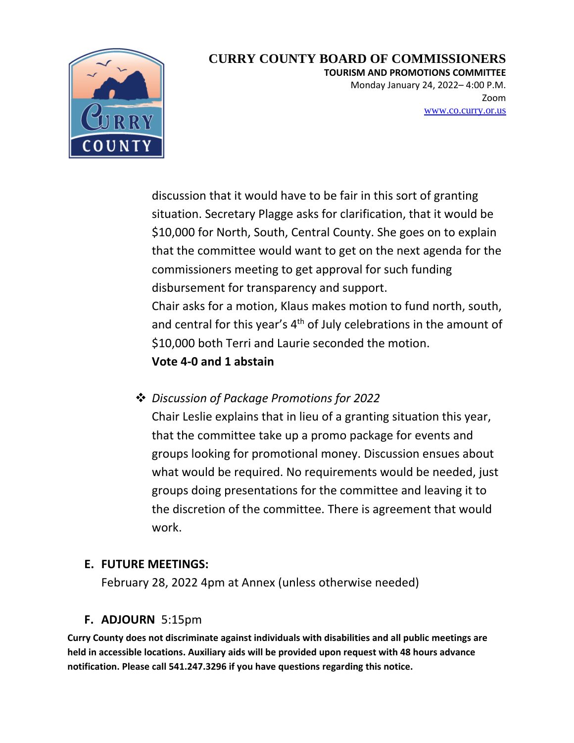discussion that it would have to be fair in this sort of granting situation. Secretary Plagge asks for clarification, that it would be $10,000 for North, South, Central County. She goes on to explain that the committee would want to get on the next agenda for the commissioners meeting to get approval for such funding disbursement for transparency and support.

Chair asks for a motion, Klaus makes motion to fund north, south, and central for this year's 4th of July celebrations in the amount of $10,000 both Terri and Laurie seconded the motion.

**Vote 4-0 and 1 abstain**

- *Discussion of Package Promotions for 2022*

  Chair Leslie explains that in lieu of a granting situation this year, that the committee take up a promo package for events and groups looking for promotional money. Discussion ensues about what would be required. No requirements would be needed, just groups doing presentations for the committee and leaving it to the discretion of the committee. There is agreement that would work.

## E. FUTURE MEETINGS:

February 28, 2022 4pm at Annex (unless otherwise needed)

## F. ADJOURN 5:15pm

**Curry County does not discriminate against individuals with disabilities and all public meetings are held in accessible locations. Auxiliary aids will be provided upon request with 48 hours advance notification. Please call 541.247.3296 if you have questions regarding this notice.**